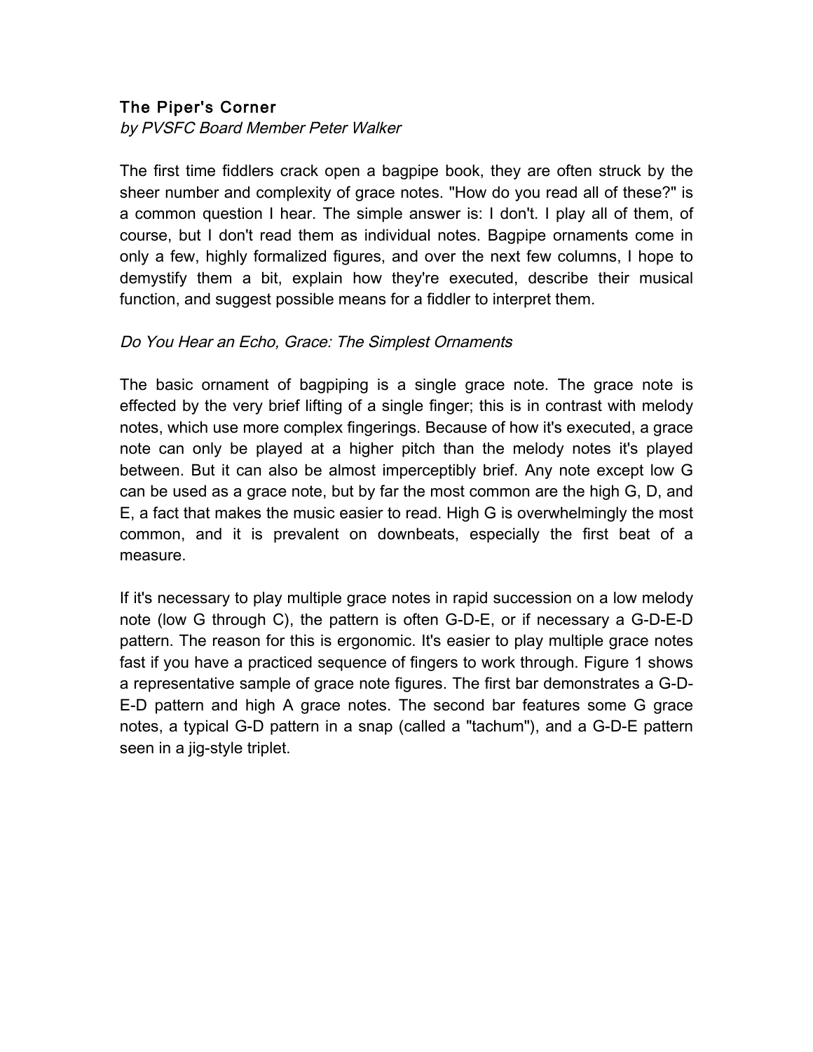# The Piper's Corner

*by PVSFC Board Member Peter Walker*

The first time fiddlers crack open a bagpipe book, they are often struck by the sheer number and complexity of grace notes. "How do you read all of these?" is a common question I hear. The simple answer is: I don't. I play all of them, of course, but I don't read them as individual notes. Bagpipe ornaments come in only a few, highly formalized figures, and over the next few columns, I hope to demystify them a bit, explain how they're executed, describe their musical function, and suggest possible means for a fiddler to interpret them.

## *Do You Hear an Echo, Grace: The Simplest Ornaments*

The basic ornament of bagpiping is a single grace note. The grace note is effected by the very brief lifting of a single finger; this is in contrast with melody notes, which use more complex fingerings. Because of how it's executed, a grace note can only be played at a higher pitch than the melody notes it's played between. But it can also be almost imperceptibly brief. Any note except low G can be used as a grace note, but by far the most common are the high G, D, and E, a fact that makes the music easier to read. High G is overwhelmingly the most common, and it is prevalent on downbeats, especially the first beat of a measure.

If it's necessary to play multiple grace notes in rapid succession on a low melody note (low G through C), the pattern is often G-D-E, or if necessary a G-D-E-D pattern. The reason for this is ergonomic. It's easier to play multiple grace notes fast if you have a practiced sequence of fingers to work through. Figure 1 shows a representative sample of grace note figures. The first bar demonstrates a G-D-E-D pattern and high A grace notes. The second bar features some G grace notes, a typical G-D pattern in a snap (called a "tachum"), and a G-D-E pattern seen in a jig-style triplet.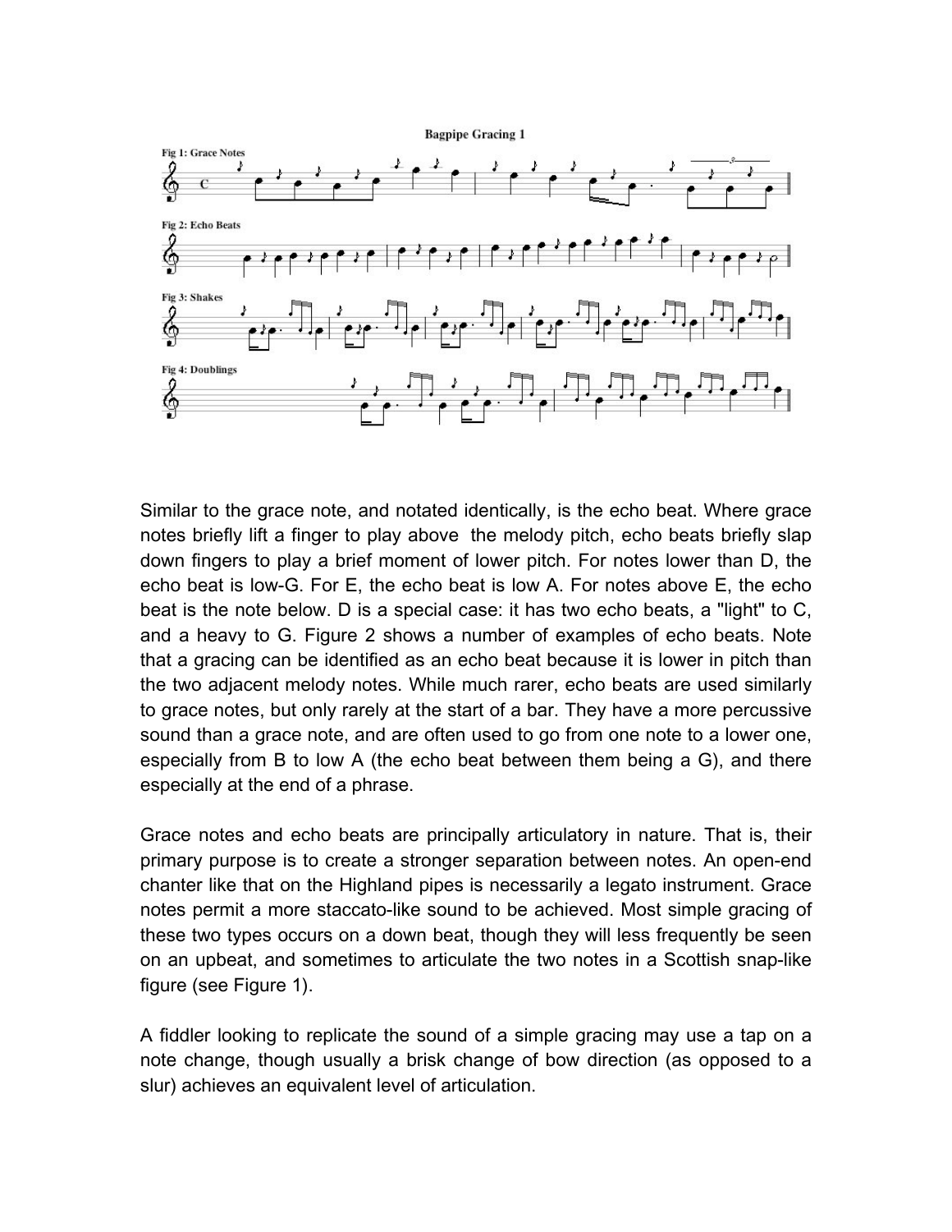Bagpipe Gracing 1

Fig 1: Grace Notes

Fig 2: Echo Beats

Fig 3: Shakes

Fig 4: Doublings

Similar to the grace note, and notated identically, is the echo beat. Where grace notes briefly lift a finger to play above the melody pitch, echo beats briefly slap down fingers to play a brief moment of lower pitch. For notes lower than D, the echo beat is low-G. For E, the echo beat is low A. For notes above E, the echo beat is the note below. D is a special case: it has two echo beats, a "light" to C, and a heavy to G. Figure 2 shows a number of examples of echo beats. Note that a gracing can be identified as an echo beat because it is lower in pitch than the two adjacent melody notes. While much rarer, echo beats are used similarly to grace notes, but only rarely at the start of a bar. They have a more percussive sound than a grace note, and are often used to go from one note to a lower one, especially from B to low A (the echo beat between them being a G), and there especially at the end of a phrase.

Grace notes and echo beats are principally articulatory in nature. That is, their primary purpose is to create a stronger separation between notes. An open-end chanter like that on the Highland pipes is necessarily a legato instrument. Grace notes permit a more staccato-like sound to be achieved. Most simple gracing of these two types occurs on a down beat, though they will less frequently be seen on an upbeat, and sometimes to articulate the two notes in a Scottish snap-like figure (see Figure 1).

A fiddler looking to replicate the sound of a simple gracing may use a tap on a note change, though usually a brisk change of bow direction (as opposed to a slur) achieves an equivalent level of articulation.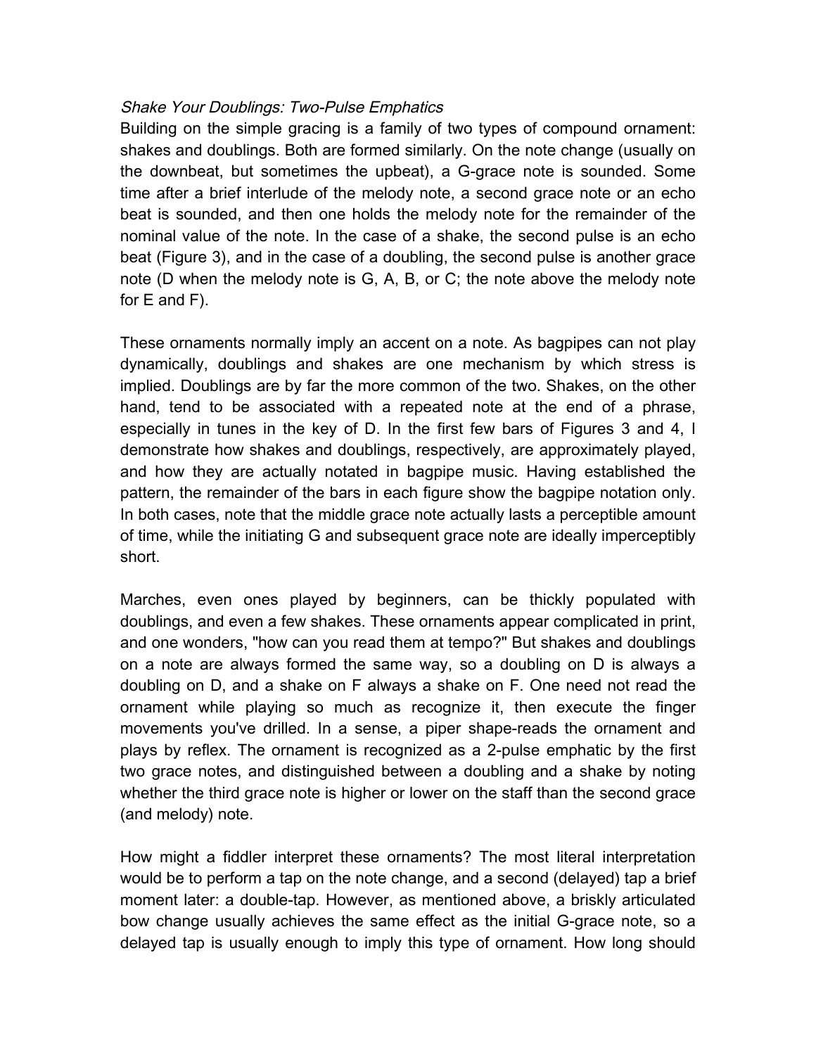*Shake Your Doublings: Two-Pulse Emphatics*

Building on the simple gracing is a family of two types of compound ornament: shakes and doublings. Both are formed similarly. On the note change (usually on the downbeat, but sometimes the upbeat), a G-grace note is sounded. Some time after a brief interlude of the melody note, a second grace note or an echo beat is sounded, and then one holds the melody note for the remainder of the nominal value of the note. In the case of a shake, the second pulse is an echo beat (Figure 3), and in the case of a doubling, the second pulse is another grace note (D when the melody note is G, A, B, or C; the note above the melody note for E and F).

These ornaments normally imply an accent on a note. As bagpipes can not play dynamically, doublings and shakes are one mechanism by which stress is implied. Doublings are by far the more common of the two. Shakes, on the other hand, tend to be associated with a repeated note at the end of a phrase, especially in tunes in the key of D. In the first few bars of Figures 3 and 4, I demonstrate how shakes and doublings, respectively, are approximately played, and how they are actually notated in bagpipe music. Having established the pattern, the remainder of the bars in each figure show the bagpipe notation only. In both cases, note that the middle grace note actually lasts a perceptible amount of time, while the initiating G and subsequent grace note are ideally imperceptibly short.

Marches, even ones played by beginners, can be thickly populated with doublings, and even a few shakes. These ornaments appear complicated in print, and one wonders, "how can you read them at tempo?" But shakes and doublings on a note are always formed the same way, so a doubling on D is always a doubling on D, and a shake on F always a shake on F. One need not read the ornament while playing so much as recognize it, then execute the finger movements you've drilled. In a sense, a piper shape-reads the ornament and plays by reflex. The ornament is recognized as a 2-pulse emphatic by the first two grace notes, and distinguished between a doubling and a shake by noting whether the third grace note is higher or lower on the staff than the second grace (and melody) note.

How might a fiddler interpret these ornaments? The most literal interpretation would be to perform a tap on the note change, and a second (delayed) tap a brief moment later: a double-tap. However, as mentioned above, a briskly articulated bow change usually achieves the same effect as the initial G-grace note, so a delayed tap is usually enough to imply this type of ornament. How long should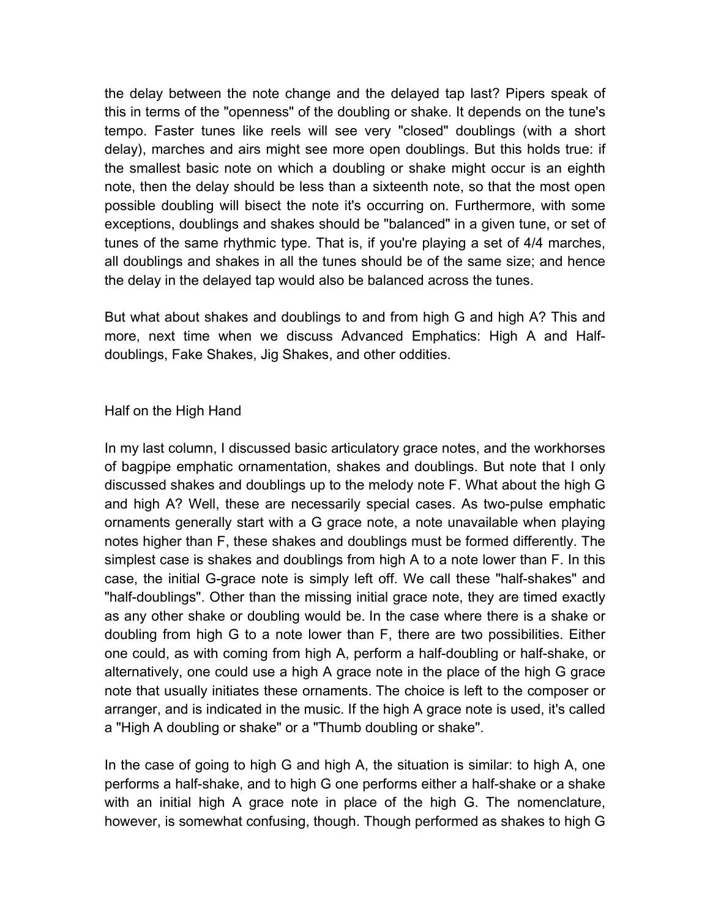the delay between the note change and the delayed tap last? Pipers speak of this in terms of the "openness" of the doubling or shake. It depends on the tune's tempo. Faster tunes like reels will see very "closed" doublings (with a short delay), marches and airs might see more open doublings. But this holds true: if the smallest basic note on which a doubling or shake might occur is an eighth note, then the delay should be less than a sixteenth note, so that the most open possible doubling will bisect the note it's occurring on. Furthermore, with some exceptions, doublings and shakes should be "balanced" in a given tune, or set of tunes of the same rhythmic type. That is, if you're playing a set of 4/4 marches, all doublings and shakes in all the tunes should be of the same size; and hence the delay in the delayed tap would also be balanced across the tunes.

But what about shakes and doublings to and from high G and high A? This and more, next time when we discuss Advanced Emphatics: High A and Half-doublings, Fake Shakes, Jig Shakes, and other oddities.

## Half on the High Hand

In my last column, I discussed basic articulatory grace notes, and the workhorses of bagpipe emphatic ornamentation, shakes and doublings. But note that I only discussed shakes and doublings up to the melody note F. What about the high G and high A? Well, these are necessarily special cases. As two-pulse emphatic ornaments generally start with a G grace note, a note unavailable when playing notes higher than F, these shakes and doublings must be formed differently. The simplest case is shakes and doublings from high A to a note lower than F. In this case, the initial G-grace note is simply left off. We call these "half-shakes" and "half-doublings". Other than the missing initial grace note, they are timed exactly as any other shake or doubling would be. In the case where there is a shake or doubling from high G to a note lower than F, there are two possibilities. Either one could, as with coming from high A, perform a half-doubling or half-shake, or alternatively, one could use a high A grace note in the place of the high G grace note that usually initiates these ornaments. The choice is left to the composer or arranger, and is indicated in the music. If the high A grace note is used, it's called a "High A doubling or shake" or a "Thumb doubling or shake".

In the case of going to high G and high A, the situation is similar: to high A, one performs a half-shake, and to high G one performs either a half-shake or a shake with an initial high A grace note in place of the high G. The nomenclature, however, is somewhat confusing, though. Though performed as shakes to high G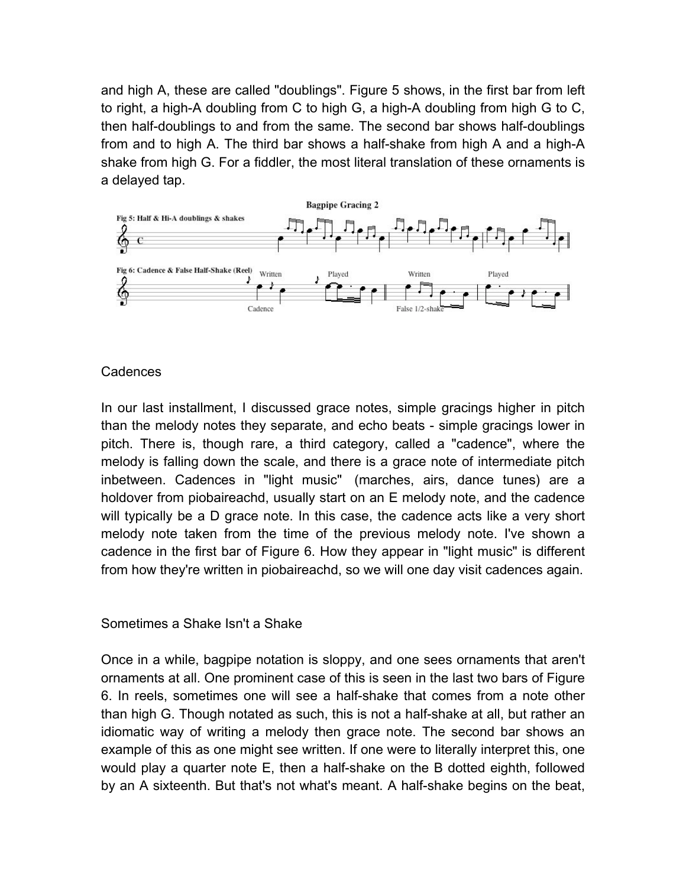and high A, these are called "doublings". Figure 5 shows, in the first bar from left to right, a high-A doubling from C to high G, a high-A doubling from high G to C, then half-doublings to and from the same. The second bar shows half-doublings from and to high A. The third bar shows a half-shake from high A and a high-A shake from high G. For a fiddler, the most literal translation of these ornaments is a delayed tap.

Bagpipe Gracing 2

Fig 5: Half & Hi-A doublings & shakes

Fig 6: Cadence & False Half-Shake (Reel)

Written

Played

Cadence

Written

Played

False 1/2-shake

## Cadences

In our last installment, I discussed grace notes, simple gracings higher in pitch than the melody notes they separate, and echo beats - simple gracings lower in pitch. There is, though rare, a third category, called a "cadence", where the melody is falling down the scale, and there is a grace note of intermediate pitch inbetween. Cadences in "light music" (marches, airs, dance tunes) are a holdover from piobaireachd, usually start on an E melody note, and the cadence will typically be a D grace note. In this case, the cadence acts like a very short melody note taken from the time of the previous melody note. I've shown a cadence in the first bar of Figure 6. How they appear in "light music" is different from how they're written in piobaireachd, so we will one day visit cadences again.

## Sometimes a Shake Isn't a Shake

Once in a while, bagpipe notation is sloppy, and one sees ornaments that aren't ornaments at all. One prominent case of this is seen in the last two bars of Figure 6. In reels, sometimes one will see a half-shake that comes from a note other than high G. Though notated as such, this is not a half-shake at all, but rather an idiomatic way of writing a melody then grace note. The second bar shows an example of this as one might see written. If one were to literally interpret this, one would play a quarter note E, then a half-shake on the B dotted eighth, followed by an A sixteenth. But that's not what's meant. A half-shake begins on the beat,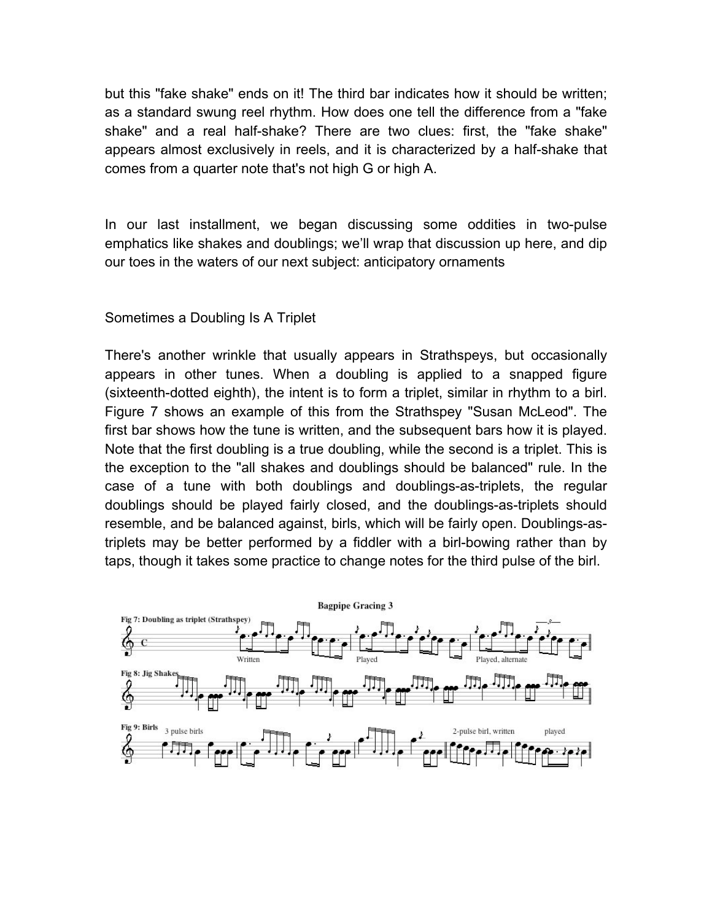but this "fake shake" ends on it! The third bar indicates how it should be written; as a standard swung reel rhythm. How does one tell the difference from a "fake shake" and a real half-shake? There are two clues: first, the "fake shake" appears almost exclusively in reels, and it is characterized by a half-shake that comes from a quarter note that's not high G or high A.

In our last installment, we began discussing some oddities in two-pulse emphatics like shakes and doublings; we'll wrap that discussion up here, and dip our toes in the waters of our next subject: anticipatory ornaments

## Sometimes a Doubling Is A Triplet

There's another wrinkle that usually appears in Strathspeys, but occasionally appears in other tunes. When a doubling is applied to a snapped figure (sixteenth-dotted eighth), the intent is to form a triplet, similar in rhythm to a birl. Figure 7 shows an example of this from the Strathspey "Susan McLeod". The first bar shows how the tune is written, and the subsequent bars how it is played. Note that the first doubling is a true doubling, while the second is a triplet. This is the exception to the "all shakes and doublings should be balanced" rule. In the case of a tune with both doublings and doublings-as-triplets, the regular doublings should be played fairly closed, and the doublings-as-triplets should resemble, and be balanced against, birls, which will be fairly open. Doublings-as-triplets may be better performed by a fiddler with a birl-bowing rather than by taps, though it takes some practice to change notes for the third pulse of the birl.

Bagpipe Gracing 3

Fig 7: Doubling as triplet (Strathspey)

Written

Played

Played, alternate

Fig 8: Jig Shakes

Fig 9: Birls

3 pulse birls

2-pulse birl, written

played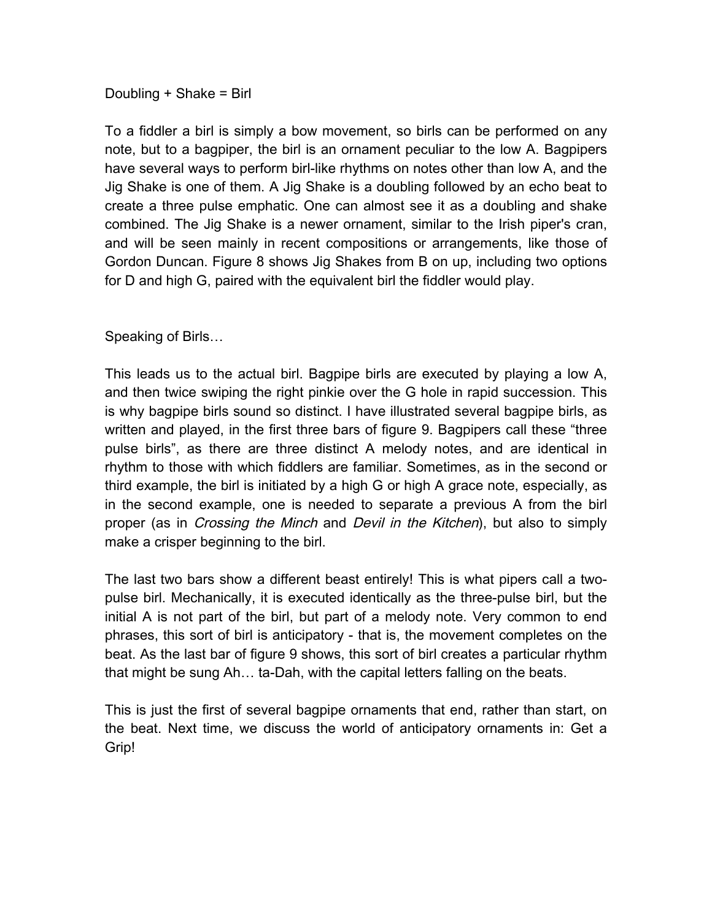## Doubling + Shake = Birl

To a fiddler a birl is simply a bow movement, so birls can be performed on any note, but to a bagpiper, the birl is an ornament peculiar to the low A. Bagpipers have several ways to perform birl-like rhythms on notes other than low A, and the Jig Shake is one of them. A Jig Shake is a doubling followed by an echo beat to create a three pulse emphatic. One can almost see it as a doubling and shake combined. The Jig Shake is a newer ornament, similar to the Irish piper's cran, and will be seen mainly in recent compositions or arrangements, like those of Gordon Duncan. Figure 8 shows Jig Shakes from B on up, including two options for D and high G, paired with the equivalent birl the fiddler would play.

## Speaking of Birls…

This leads us to the actual birl. Bagpipe birls are executed by playing a low A, and then twice swiping the right pinkie over the G hole in rapid succession. This is why bagpipe birls sound so distinct. I have illustrated several bagpipe birls, as written and played, in the first three bars of figure 9. Bagpipers call these "three pulse birls", as there are three distinct A melody notes, and are identical in rhythm to those with which fiddlers are familiar. Sometimes, as in the second or third example, the birl is initiated by a high G or high A grace note, especially, as in the second example, one is needed to separate a previous A from the birl proper (as in *Crossing the Minch* and *Devil in the Kitchen*), but also to simply make a crisper beginning to the birl.

The last two bars show a different beast entirely! This is what pipers call a two-pulse birl. Mechanically, it is executed identically as the three-pulse birl, but the initial A is not part of the birl, but part of a melody note. Very common to end phrases, this sort of birl is anticipatory - that is, the movement completes on the beat. As the last bar of figure 9 shows, this sort of birl creates a particular rhythm that might be sung Ah… ta-Dah, with the capital letters falling on the beats.

This is just the first of several bagpipe ornaments that end, rather than start, on the beat. Next time, we discuss the world of anticipatory ornaments in: Get a Grip!